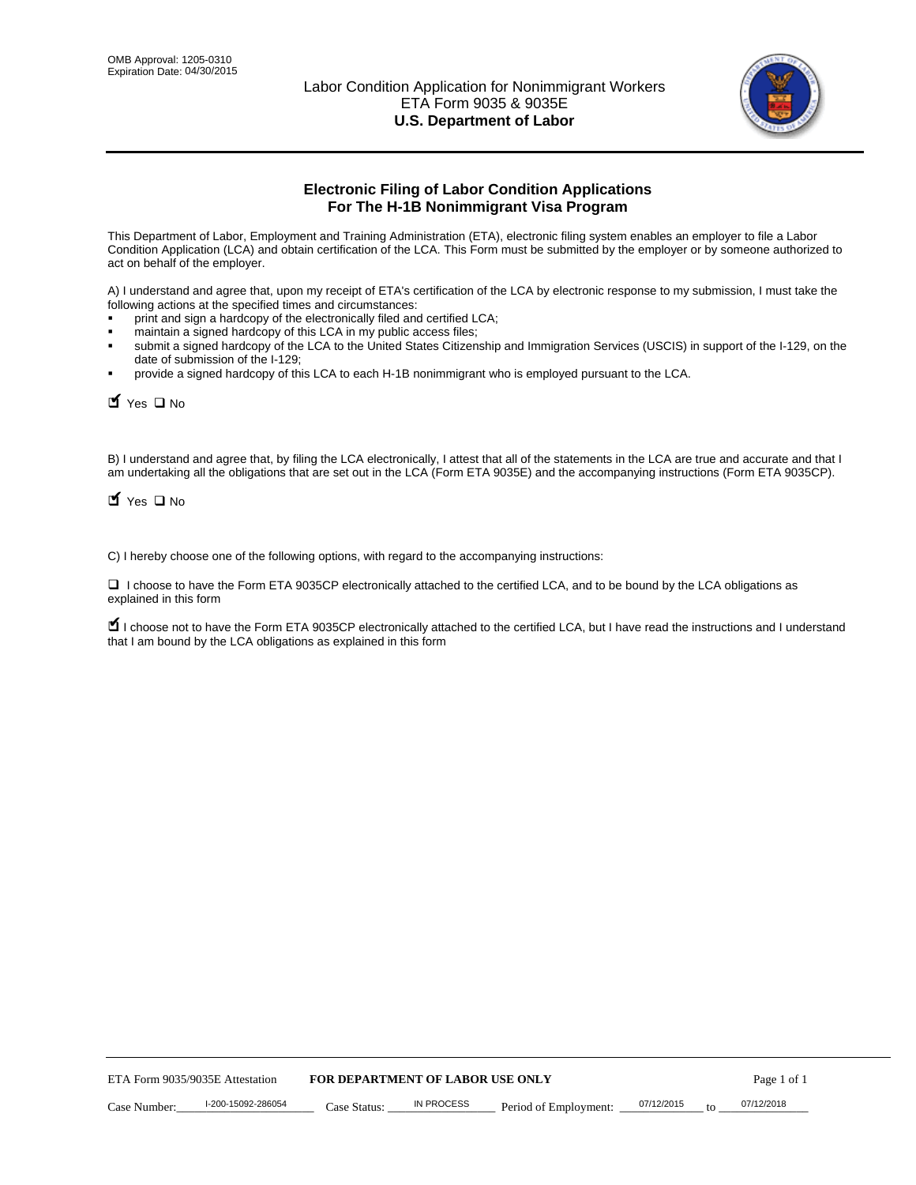OMB Approval: 1205-0310
Expiration Date: 04/30/2015

# Labor Condition Application for Nonimmigrant Workers
ETA Form 9035 & 9035E
**U.S. Department of Labor**

## Electronic Filing of Labor Condition Applications For The H-1B Nonimmigrant Visa Program

This Department of Labor, Employment and Training Administration (ETA), electronic filing system enables an employer to file a Labor Condition Application (LCA) and obtain certification of the LCA. This Form must be submitted by the employer or by someone authorized to act on behalf of the employer.

A) I understand and agree that, upon my receipt of ETA's certification of the LCA by electronic response to my submission, I must take the following actions at the specified times and circumstances:

- print and sign a hardcopy of the electronically filed and certified LCA;
- maintain a signed hardcopy of this LCA in my public access files;
- submit a signed hardcopy of the LCA to the United States Citizenship and Immigration Services (USCIS) in support of the I-129, on the date of submission of the I-129;
- provide a signed hardcopy of this LCA to each H-1B nonimmigrant who is employed pursuant to the LCA.

☑ Yes ☐ No

B) I understand and agree that, by filing the LCA electronically, I attest that all of the statements in the LCA are true and accurate and that I am undertaking all the obligations that are set out in the LCA (Form ETA 9035E) and the accompanying instructions (Form ETA 9035CP).

☑ Yes ☐ No

C) I hereby choose one of the following options, with regard to the accompanying instructions:

☐ I choose to have the Form ETA 9035CP electronically attached to the certified LCA, and to be bound by the LCA obligations as explained in this form

☑ I choose not to have the Form ETA 9035CP electronically attached to the certified LCA, but I have read the instructions and I understand that I am bound by the LCA obligations as explained in this form

ETA Form 9035/9035E Attestation **FOR DEPARTMENT OF LABOR USE ONLY**

Case Number: I-200-15092-286054 Case Status: IN PROCESS Period of Employment: 07/12/2015 to 07/12/2018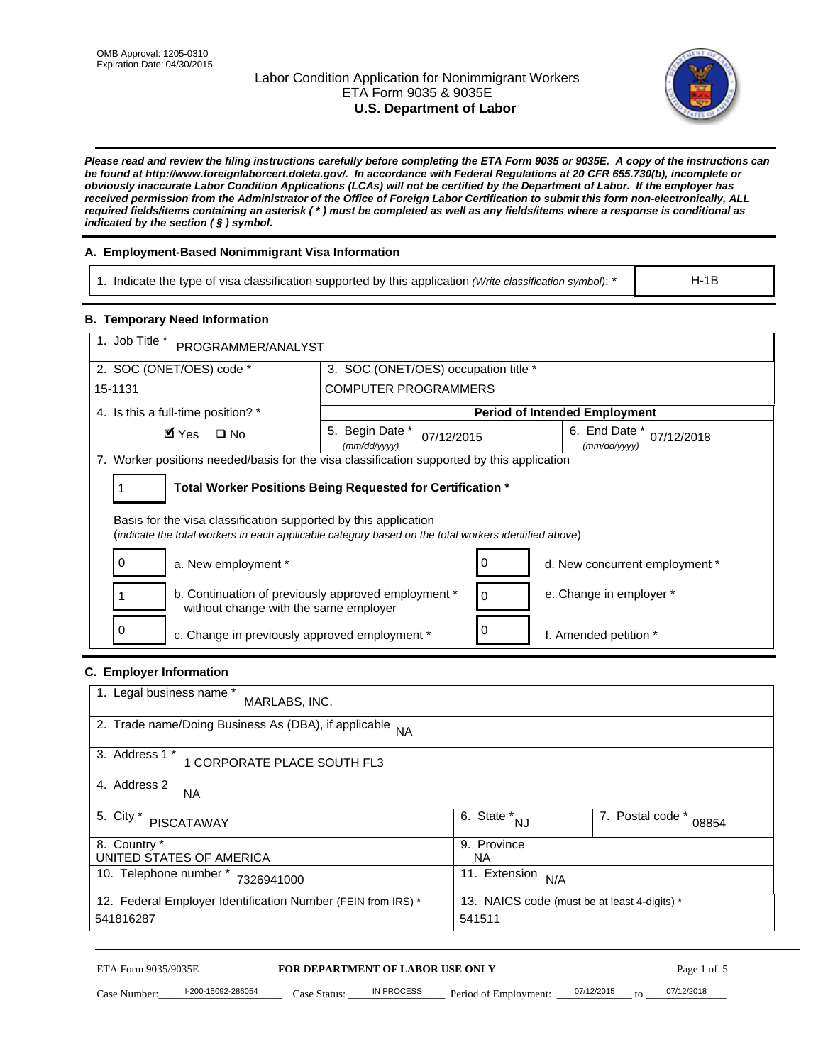OMB Approval: 1205-0310
Expiration Date: 04/30/2015

# Labor Condition Application for Nonimmigrant Workers
## ETA Form 9035 & 9035E
## U.S. Department of Labor

***Please read and review the filing instructions carefully before completing the ETA Form 9035 or 9035E. A copy of the instructions can be found at http://www.foreignlaborcert.doleta.gov/. In accordance with Federal Regulations at 20 CFR 655.730(b), incomplete or obviously inaccurate Labor Condition Applications (LCAs) will not be certified by the Department of Labor. If the employer has received permission from the Administrator of the Office of Foreign Labor Certification to submit this form non-electronically, ALL required fields/items containing an asterisk ( * ) must be completed as well as any fields/items where a response is conditional as indicated by the section ( § ) symbol.***

### A. Employment-Based Nonimmigrant Visa Information

| 1. Indicate the type of visa classification supported by this application *(Write classification symbol)*: * | H-1B |
|---|---|

### B. Temporary Need Information

| 1. Job Title * PROGRAMMER/ANALYST | | |
|---|---|---|
| 2. SOC (ONET/OES) code * 15-1131 | 3. SOC (ONET/OES) occupation title * COMPUTER PROGRAMMERS | |
| 4. Is this a full-time position? * | **Period of Intended Employment** | |
| ☑ Yes ☐ No | 5. Begin Date * *(mm/dd/yyyy)* 07/12/2015 | 6. End Date * *(mm/dd/yyyy)* 07/12/2018 |

7. Worker positions needed/basis for the visa classification supported by this application

**1 — Total Worker Positions Being Requested for Certification ***

Basis for the visa classification supported by this application
(*indicate the total workers in each applicable category based on the total workers identified above*)

| | | | |
|---|---|---|---|
| 0 | a. New employment * | 0 | d. New concurrent employment * |
| 1 | b. Continuation of previously approved employment * without change with the same employer | 0 | e. Change in employer * |
| 0 | c. Change in previously approved employment * | 0 | f. Amended petition * |

### C. Employer Information

| | | |
|---|---|---|
| 1. Legal business name * MARLABS, INC. | | |
| 2. Trade name/Doing Business As (DBA), if applicable NA | | |
| 3. Address 1 * 1 CORPORATE PLACE SOUTH FL3 | | |
| 4. Address 2 NA | | |
| 5. City * PISCATAWAY | 6. State * NJ | 7. Postal code * 08854 |
| 8. Country * UNITED STATES OF AMERICA | 9. Province NA | |
| 10. Telephone number * 7326941000 | 11. Extension N/A | |
| 12. Federal Employer Identification Number (FEIN from IRS) * 541816287 | 13. NAICS code (must be at least 4-digits) * 541511 | |

ETA Form 9035/9035E — FOR DEPARTMENT OF LABOR USE ONLY

Case Number: I-200-15092-286054 Case Status: IN PROCESS Period of Employment: 07/12/2015 to 07/12/2018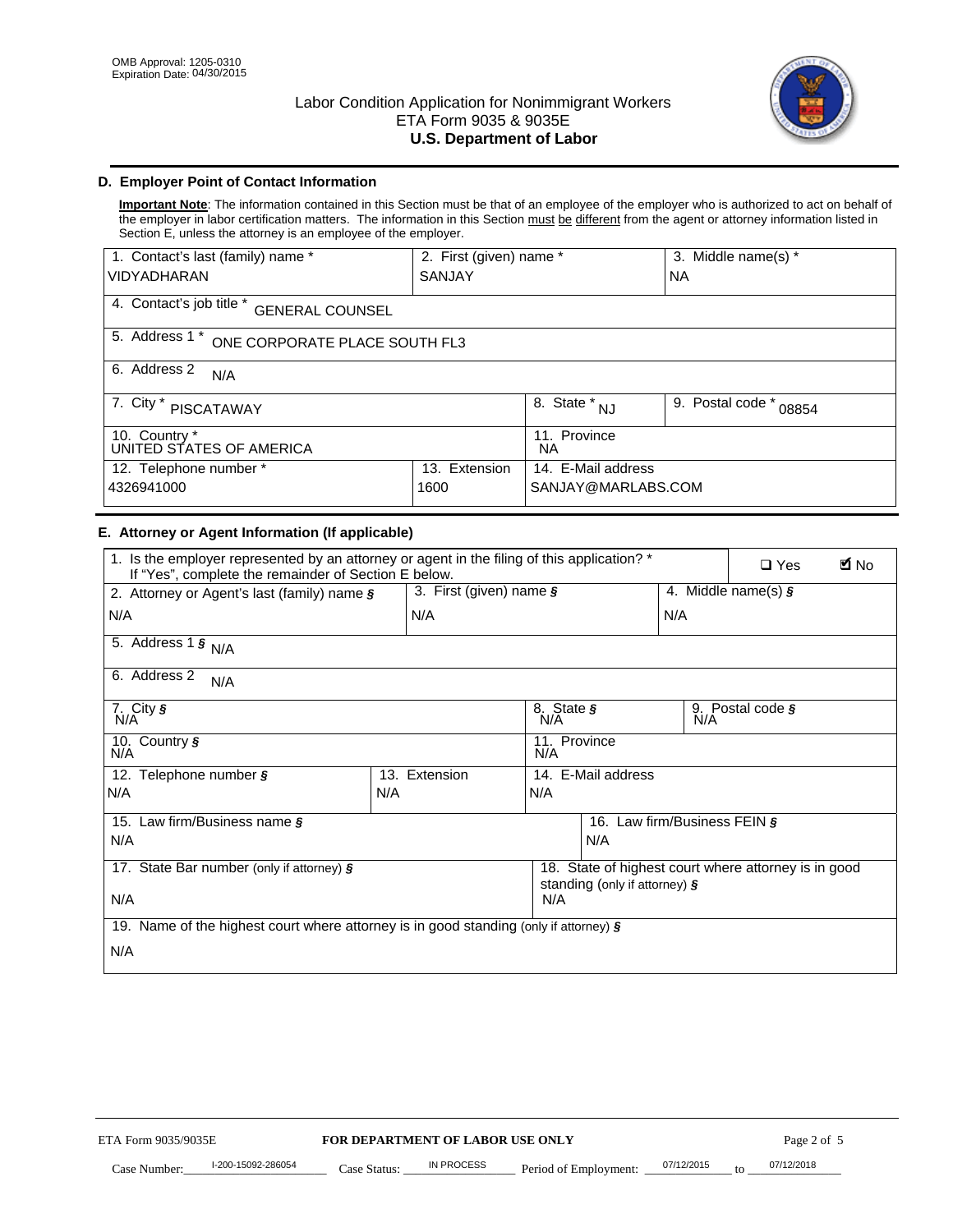OMB Approval: 1205-0310
Expiration Date: 04/30/2015

# Labor Condition Application for Nonimmigrant Workers
## ETA Form 9035 & 9035E
## U.S. Department of Labor

### D. Employer Point of Contact Information

**Important Note**: The information contained in this Section must be that of an employee of the employer who is authorized to act on behalf of the employer in labor certification matters. The information in this Section must be different from the agent or attorney information listed in Section E, unless the attorney is an employee of the employer.

| 1. Contact's last (family) name * | 2. First (given) name * | 3. Middle name(s) * |
|---|---|---|
| VIDYADHARAN | SANJAY | NA |

4. Contact's job title * GENERAL COUNSEL

5. Address 1 * ONE CORPORATE PLACE SOUTH FL3

6. Address 2 N/A

| 7. City * | 8. State * | 9. Postal code * |
|---|---|---|
| PISCATAWAY | NJ | 08854 |

| 10. Country * | 11. Province |
|---|---|
| UNITED STATES OF AMERICA | NA |

| 12. Telephone number * | 13. Extension | 14. E-Mail address |
|---|---|---|
| 4326941000 | 1600 | SANJAY@MARLABS.COM |

### E. Attorney or Agent Information (If applicable)

1. Is the employer represented by an attorney or agent in the filing of this application? * If "Yes", complete the remainder of Section E below. ☐ Yes ☑ No

| 2. Attorney or Agent's last (family) name § | 3. First (given) name § | 4. Middle name(s) § |
|---|---|---|
| N/A | N/A | N/A |

5. Address 1 § N/A

6. Address 2 N/A

| 7. City § | 8. State § | 9. Postal code § |
|---|---|---|
| N/A | N/A | N/A |

| 10. Country § | 11. Province |
|---|---|
| N/A | N/A |

| 12. Telephone number § | 13. Extension | 14. E-Mail address |
|---|---|---|
| N/A | N/A | N/A |

| 15. Law firm/Business name § | 16. Law firm/Business FEIN § |
|---|---|
| N/A | N/A |

| 17. State Bar number (only if attorney) § | 18. State of highest court where attorney is in good standing (only if attorney) § |
|---|---|
| N/A | N/A |

19. Name of the highest court where attorney is in good standing (only if attorney) §

N/A

ETA Form 9035/9035E **FOR DEPARTMENT OF LABOR USE ONLY**

Case Number: I-200-15092-286054 Case Status: IN PROCESS Period of Employment: 07/12/2015 to 07/12/2018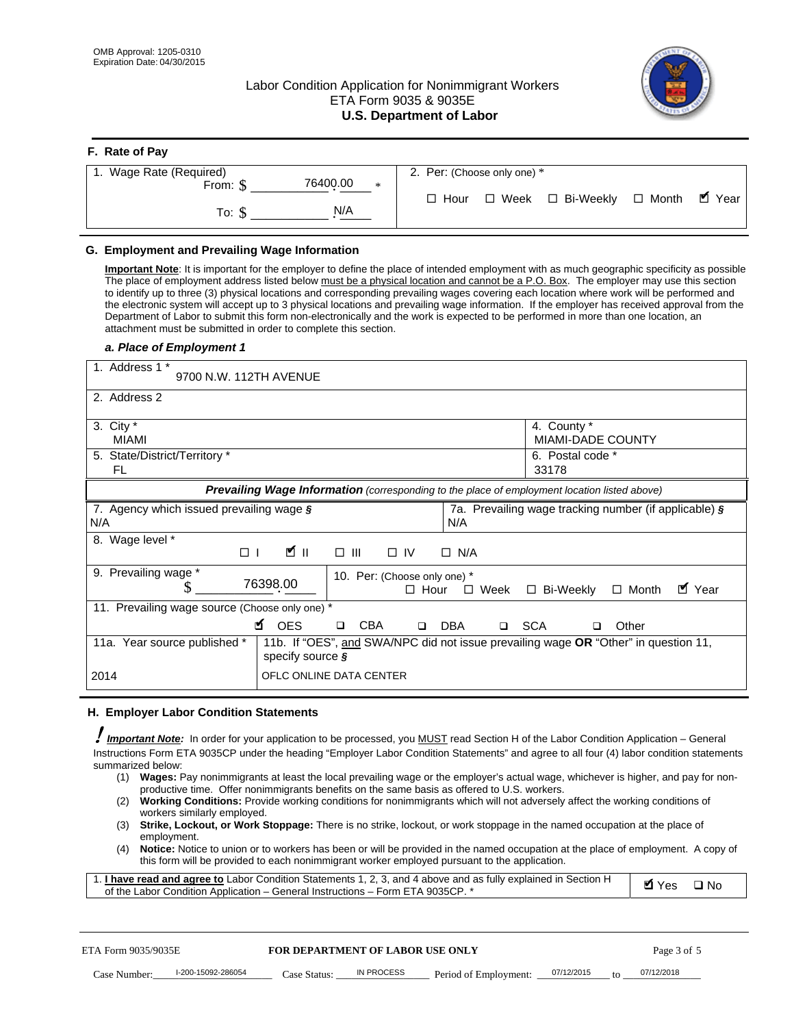OMB Approval: 1205-0310
Expiration Date: 04/30/2015

Labor Condition Application for Nonimmigrant Workers
ETA Form 9035 & 9035E
**U.S. Department of Labor**

## F. Rate of Pay

| 1. Wage Rate (Required) | 2. Per: (Choose only one) * |
|---|---|
| From: $ 76400.00 * | ☐ Hour ☐ Week ☐ Bi-Weekly ☐ Month ☑ Year |
| To: $ N/A | |

## G. Employment and Prevailing Wage Information

**Important Note**: It is important for the employer to define the place of intended employment with as much geographic specificity as possible The place of employment address listed below must be a physical location and cannot be a P.O. Box. The employer may use this section to identify up to three (3) physical locations and corresponding prevailing wages covering each location where work will be performed and the electronic system will accept up to 3 physical locations and prevailing wage information. If the employer has received approval from the Department of Labor to submit this form non-electronically and the work is expected to be performed in more than one location, an attachment must be submitted in order to complete this section.

### *a. Place of Employment 1*

| 1. Address 1 * 9700 N.W. 112TH AVENUE | |
|---|---|
| 2. Address 2 | |
| 3. City * MIAMI | 4. County * MIAMI-DADE COUNTY |
| 5. State/District/Territory * FL | 6. Postal code * 33178 |

***Prevailing Wage Information*** *(corresponding to the place of employment location listed above)*

| 7. Agency which issued prevailing wage § N/A | 7a. Prevailing wage tracking number (if applicable) § N/A |
|---|---|
| 8. Wage level * ☐ I ☑ II ☐ III ☐ IV ☐ N/A | |
| 9. Prevailing wage * $ 76398.00 | 10. Per: (Choose only one) * ☐ Hour ☐ Week ☐ Bi-Weekly ☐ Month ☑ Year |
| 11. Prevailing wage source (Choose only one) * ☑ OES ☐ CBA ☐ DBA ☐ SCA ☐ Other | |
| 11a. Year source published * 2014 | 11b. If "OES", and SWA/NPC did not issue prevailing wage OR "Other" in question 11, specify source § OFLC ONLINE DATA CENTER |

## H. Employer Labor Condition Statements

***Important Note:*** In order for your application to be processed, you MUST read Section H of the Labor Condition Application – General Instructions Form ETA 9035CP under the heading "Employer Labor Condition Statements" and agree to all four (4) labor condition statements summarized below:

(1) **Wages:** Pay nonimmigrants at least the local prevailing wage or the employer's actual wage, whichever is higher, and pay for non-productive time. Offer nonimmigrants benefits on the same basis as offered to U.S. workers.
(2) **Working Conditions:** Provide working conditions for nonimmigrants which will not adversely affect the working conditions of workers similarly employed.
(3) **Strike, Lockout, or Work Stoppage:** There is no strike, lockout, or work stoppage in the named occupation at the place of employment.
(4) **Notice:** Notice to union or to workers has been or will be provided in the named occupation at the place of employment. A copy of this form will be provided to each nonimmigrant worker employed pursuant to the application.

| 1. **I have read and agree to** Labor Condition Statements 1, 2, 3, and 4 above and as fully explained in Section H of the Labor Condition Application – General Instructions – Form ETA 9035CP. * | ☑ Yes ☐ No |
|---|---|

ETA Form 9035/9035E **FOR DEPARTMENT OF LABOR USE ONLY**

Case Number: I-200-15092-286054 Case Status: IN PROCESS Period of Employment: 07/12/2015 to 07/12/2018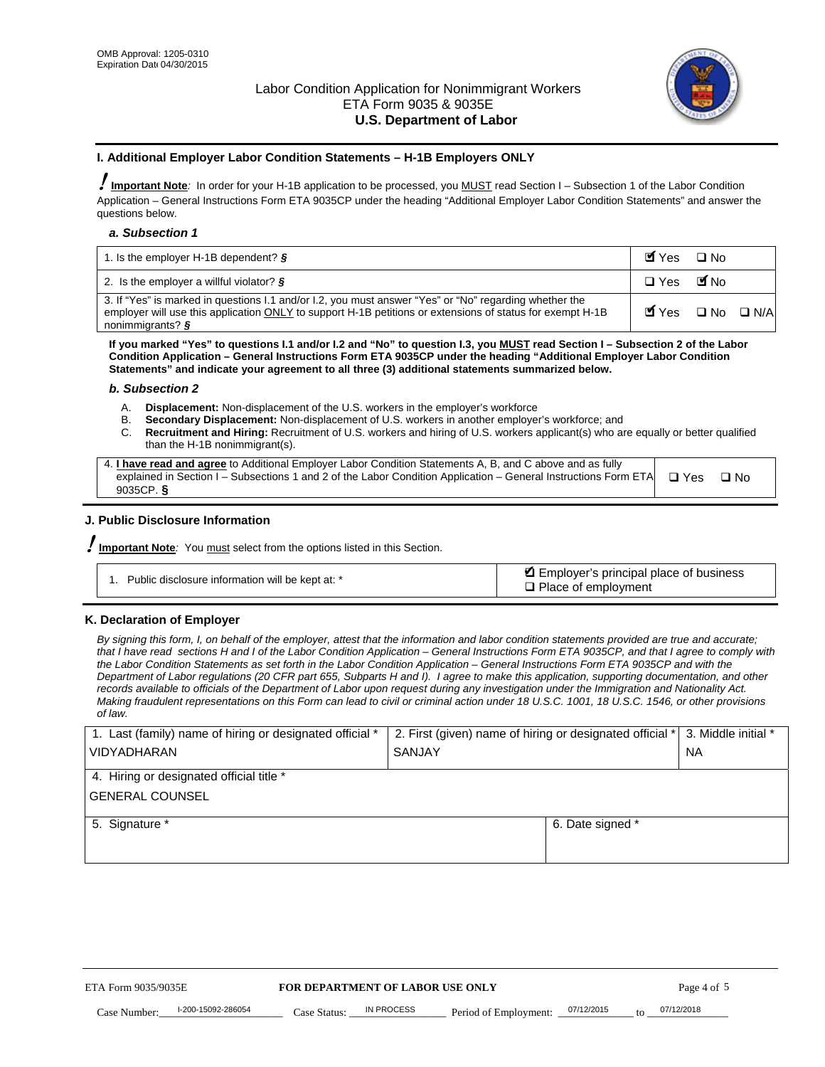OMB Approval: 1205-0310
Expiration Date 04/30/2015

# Labor Condition Application for Nonimmigrant Workers
ETA Form 9035 & 9035E
**U.S. Department of Labor**

## I. Additional Employer Labor Condition Statements – H-1B Employers ONLY

**Important Note**: In order for your H-1B application to be processed, you MUST read Section I – Subsection 1 of the Labor Condition Application – General Instructions Form ETA 9035CP under the heading "Additional Employer Labor Condition Statements" and answer the questions below.

### *a. Subsection 1*

| | |
|---|---|
| 1. Is the employer H-1B dependent? § | ☑ Yes ☐ No |
| 2. Is the employer a willful violator? § | ☐ Yes ☑ No |
| 3. If "Yes" is marked in questions I.1 and/or I.2, you must answer "Yes" or "No" regarding whether the employer will use this application ONLY to support H-1B petitions or extensions of status for exempt H-1B nonimmigrants? § | ☑ Yes ☐ No ☐ N/A |

**If you marked "Yes" to questions I.1 and/or I.2 and "No" to question I.3, you MUST read Section I – Subsection 2 of the Labor Condition Application – General Instructions Form ETA 9035CP under the heading "Additional Employer Labor Condition Statements" and indicate your agreement to all three (3) additional statements summarized below.**

### *b. Subsection 2*

A. **Displacement:** Non-displacement of the U.S. workers in the employer's workforce
B. **Secondary Displacement:** Non-displacement of U.S. workers in another employer's workforce; and
C. **Recruitment and Hiring:** Recruitment of U.S. workers and hiring of U.S. workers applicant(s) who are equally or better qualified than the H-1B nonimmigrant(s).

| | |
|---|---|
| 4. **I have read and agree** to Additional Employer Labor Condition Statements A, B, and C above and as fully explained in Section I – Subsections 1 and 2 of the Labor Condition Application – General Instructions Form ETA 9035CP. § | ☐ Yes ☐ No |

## J. Public Disclosure Information

**Important Note**: You must select from the options listed in this Section.

| | |
|---|---|
| 1. Public disclosure information will be kept at: * | ☑ Employer's principal place of business<br>☐ Place of employment |

## K. Declaration of Employer

*By signing this form, I, on behalf of the employer, attest that the information and labor condition statements provided are true and accurate; that I have read sections H and I of the Labor Condition Application – General Instructions Form ETA 9035CP, and that I agree to comply with the Labor Condition Statements as set forth in the Labor Condition Application – General Instructions Form ETA 9035CP and with the Department of Labor regulations (20 CFR part 655, Subparts H and I). I agree to make this application, supporting documentation, and other records available to officials of the Department of Labor upon request during any investigation under the Immigration and Nationality Act. Making fraudulent representations on this Form can lead to civil or criminal action under 18 U.S.C. 1001, 18 U.S.C. 1546, or other provisions of law.*

| 1. Last (family) name of hiring or designated official * | 2. First (given) name of hiring or designated official * | 3. Middle initial * |
|---|---|---|
| VIDYADHARAN | SANJAY | NA |
| 4. Hiring or designated official title * | | |
| GENERAL COUNSEL | | |
| 5. Signature * | 6. Date signed * | |
| | | |

ETA Form 9035/9035E — **FOR DEPARTMENT OF LABOR USE ONLY**

Case Number: I-200-15092-286054 Case Status: IN PROCESS Period of Employment: 07/12/2015 to 07/12/2018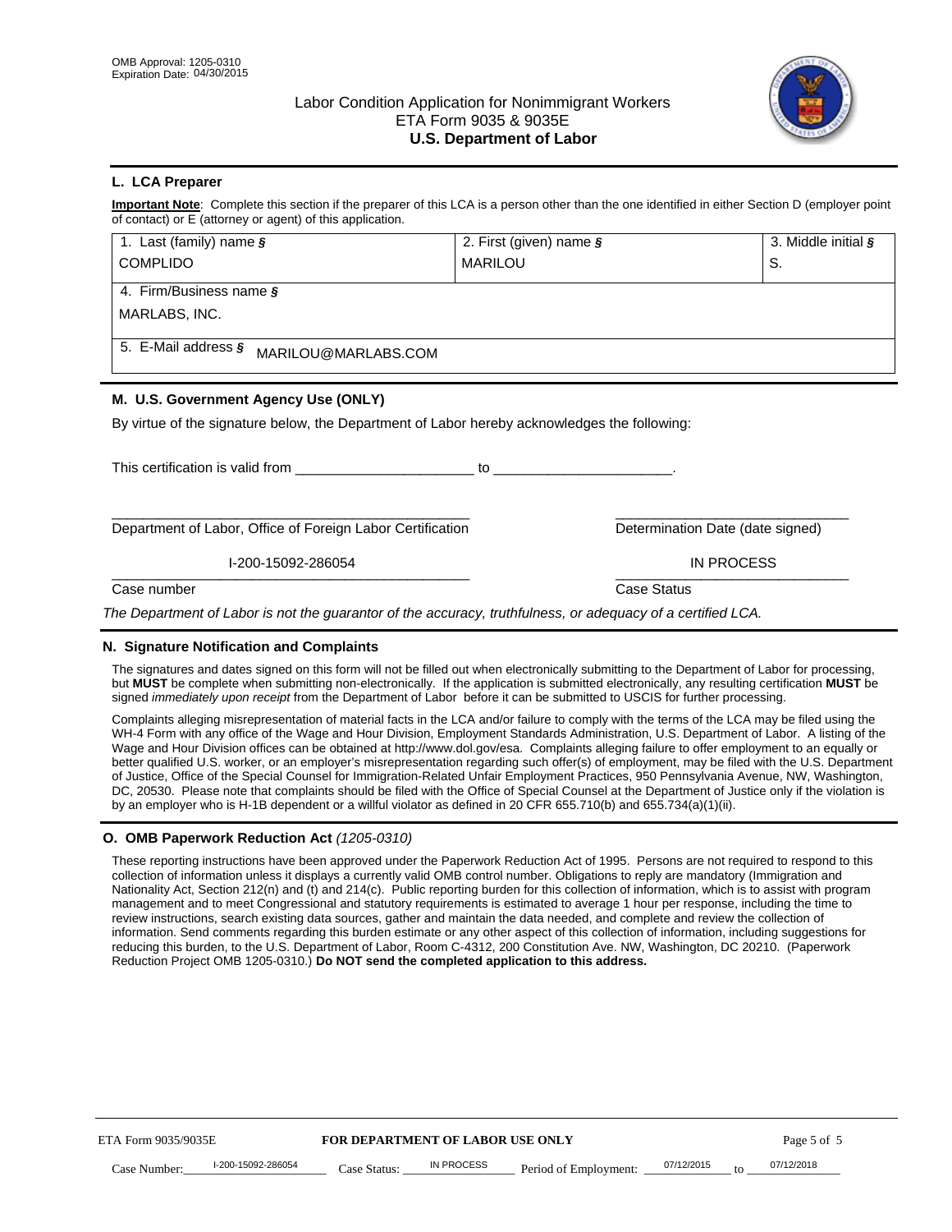OMB Approval: 1205-0310
Expiration Date: 04/30/2015

Labor Condition Application for Nonimmigrant Workers
ETA Form 9035 & 9035E
**U.S. Department of Labor**

## L. LCA Preparer

**Important Note**: Complete this section if the preparer of this LCA is a person other than the one identified in either Section D (employer point of contact) or E (attorney or agent) of this application.

| 1. Last (family) name § | 2. First (given) name § | 3. Middle initial § |
|---|---|---|
| COMPLIDO | MARILOU | S. |
| 4. Firm/Business name § | | |
| MARLABS, INC. | | |
| 5. E-Mail address § MARILOU@MARLABS.COM | | |

## M. U.S. Government Agency Use (ONLY)

By virtue of the signature below, the Department of Labor hereby acknowledges the following:

This certification is valid from ______________________ to ______________________.

______________________________________________ ______________________________
Department of Labor, Office of Foreign Labor Certification — Determination Date (date signed)

I-200-15092-286054 — IN PROCESS
Case number — Case Status

*The Department of Labor is not the guarantor of the accuracy, truthfulness, or adequacy of a certified LCA.*

## N. Signature Notification and Complaints

The signatures and dates signed on this form will not be filled out when electronically submitting to the Department of Labor for processing, but **MUST** be complete when submitting non-electronically. If the application is submitted electronically, any resulting certification **MUST** be signed *immediately upon receipt* from the Department of Labor before it can be submitted to USCIS for further processing.

Complaints alleging misrepresentation of material facts in the LCA and/or failure to comply with the terms of the LCA may be filed using the WH-4 Form with any office of the Wage and Hour Division, Employment Standards Administration, U.S. Department of Labor. A listing of the Wage and Hour Division offices can be obtained at http://www.dol.gov/esa. Complaints alleging failure to offer employment to an equally or better qualified U.S. worker, or an employer's misrepresentation regarding such offer(s) of employment, may be filed with the U.S. Department of Justice, Office of the Special Counsel for Immigration-Related Unfair Employment Practices, 950 Pennsylvania Avenue, NW, Washington, DC, 20530. Please note that complaints should be filed with the Office of Special Counsel at the Department of Justice only if the violation is by an employer who is H-1B dependent or a willful violator as defined in 20 CFR 655.710(b) and 655.734(a)(1)(ii).

## O. OMB Paperwork Reduction Act *(1205-0310)*

These reporting instructions have been approved under the Paperwork Reduction Act of 1995. Persons are not required to respond to this collection of information unless it displays a currently valid OMB control number. Obligations to reply are mandatory (Immigration and Nationality Act, Section 212(n) and (t) and 214(c). Public reporting burden for this collection of information, which is to assist with program management and to meet Congressional and statutory requirements is estimated to average 1 hour per response, including the time to review instructions, search existing data sources, gather and maintain the data needed, and complete and review the collection of information. Send comments regarding this burden estimate or any other aspect of this collection of information, including suggestions for reducing this burden, to the U.S. Department of Labor, Room C-4312, 200 Constitution Ave. NW, Washington, DC 20210. (Paperwork Reduction Project OMB 1205-0310.) **Do NOT send the completed application to this address.**

ETA Form 9035/9035E — **FOR DEPARTMENT OF LABOR USE ONLY**

Case Number: I-200-15092-286054 Case Status: IN PROCESS Period of Employment: 07/12/2015 to 07/12/2018